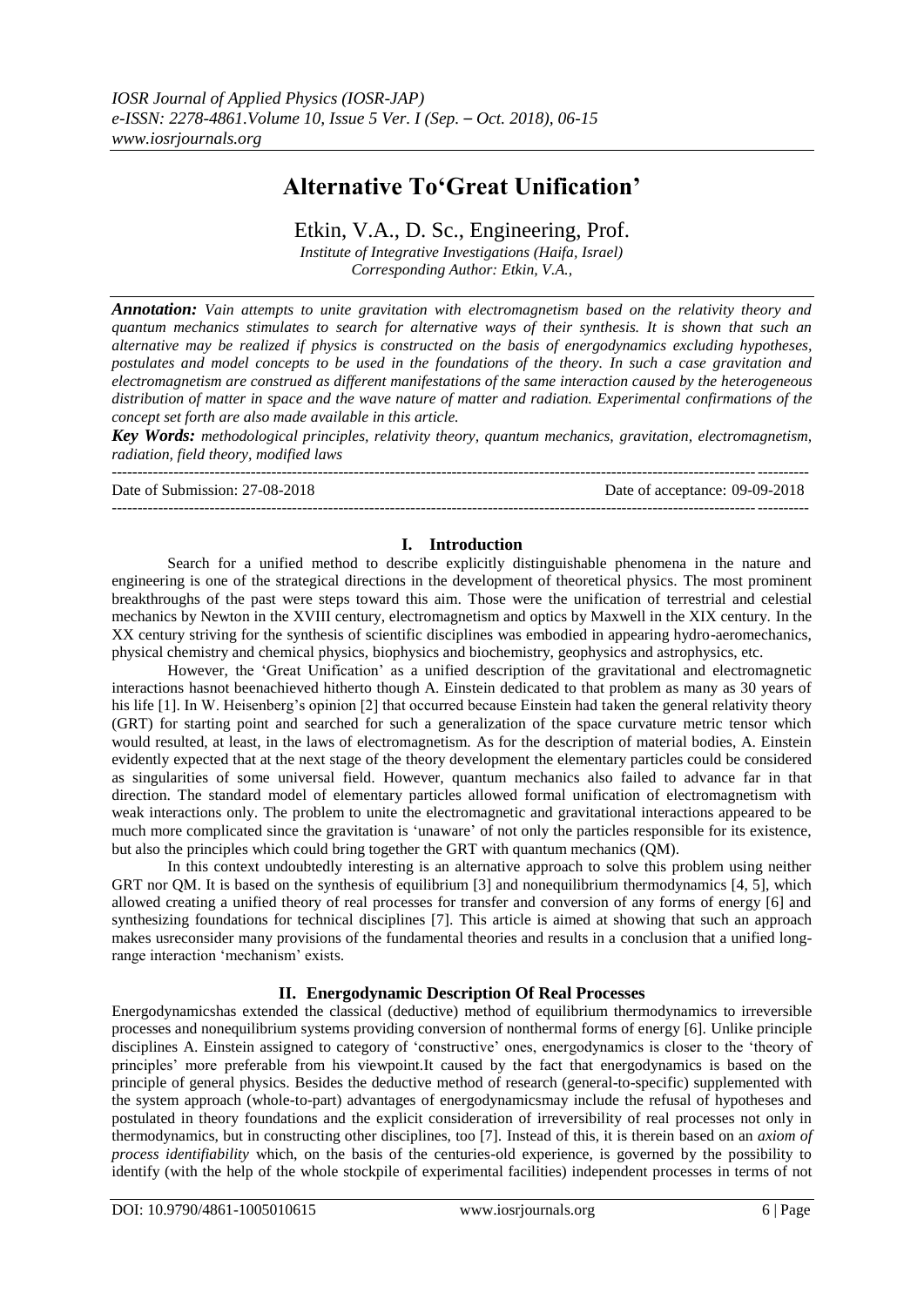# Alternative To'Great Unification'

Etkin, V.A., D. Sc., Engineering, Prof.

*Institute of Integrative Investigations (Haifa, Israel)*
*Corresponding Author: Etkin, V.A.,*

***Annotation:*** *Vain attempts to unite gravitation with electromagnetism based on the relativity theory and quantum mechanics stimulates to search for alternative ways of their synthesis. It is shown that such an alternative may be realized if physics is constructed on the basis of energodynamics excluding hypotheses, postulates and model concepts to be used in the foundations of the theory. In such a case gravitation and electromagnetism are construed as different manifestations of the same interaction caused by the heterogeneous distribution of matter in space and the wave nature of matter and radiation. Experimental confirmations of the concept set forth are also made available in this article.*

***Key Words:*** *methodological principles, relativity theory, quantum mechanics, gravitation, electromagnetism, radiation, field theory, modified laws*

Date of Submission: 27-08-2018 Date of acceptance: 09-09-2018

## I. Introduction

Search for a unified method to describe explicitly distinguishable phenomena in the nature and engineering is one of the strategical directions in the development of theoretical physics. The most prominent breakthroughs of the past were steps toward this aim. Those were the unification of terrestrial and celestial mechanics by Newton in the XVIII century, electromagnetism and optics by Maxwell in the XIX century. In the XX century striving for the synthesis of scientific disciplines was embodied in appearing hydro-aeromechanics, physical chemistry and chemical physics, biophysics and biochemistry, geophysics and astrophysics, etc.

However, the 'Great Unification' as a unified description of the gravitational and electromagnetic interactions hasnot beenachieved hitherto though A. Einstein dedicated to that problem as many as 30 years of his life [1]. In W. Heisenberg's opinion [2] that occurred because Einstein had taken the general relativity theory (GRT) for starting point and searched for such a generalization of the space curvature metric tensor which would resulted, at least, in the laws of electromagnetism. As for the description of material bodies, A. Einstein evidently expected that at the next stage of the theory development the elementary particles could be considered as singularities of some universal field. However, quantum mechanics also failed to advance far in that direction. The standard model of elementary particles allowed formal unification of electromagnetism with weak interactions only. The problem to unite the electromagnetic and gravitational interactions appeared to be much more complicated since the gravitation is 'unaware' of not only the particles responsible for its existence, but also the principles which could bring together the GRT with quantum mechanics (QM).

In this context undoubtedly interesting is an alternative approach to solve this problem using neither GRT nor QM. It is based on the synthesis of equilibrium [3] and nonequilibrium thermodynamics [4, 5], which allowed creating a unified theory of real processes for transfer and conversion of any forms of energy [6] and synthesizing foundations for technical disciplines [7]. This article is aimed at showing that such an approach makes usreconsider many provisions of the fundamental theories and results in a conclusion that a unified long-range interaction 'mechanism' exists.

## II. Energodynamic Description Of Real Processes

Energodynamicshas extended the classical (deductive) method of equilibrium thermodynamics to irreversible processes and nonequilibrium systems providing conversion of nonthermal forms of energy [6]. Unlike principle disciplines A. Einstein assigned to category of 'constructive' ones, energodynamics is closer to the 'theory of principles' more preferable from his viewpoint.It caused by the fact that energodynamics is based on the principle of general physics. Besides the deductive method of research (general-to-specific) supplemented with the system approach (whole-to-part) advantages of energodynamicsmay include the refusal of hypotheses and postulated in theory foundations and the explicit consideration of irreversibility of real processes not only in thermodynamics, but in constructing other disciplines, too [7]. Instead of this, it is therein based on an *axiom of process identifiability* which, on the basis of the centuries-old experience, is governed by the possibility to identify (with the help of the whole stockpile of experimental facilities) independent processes in terms of not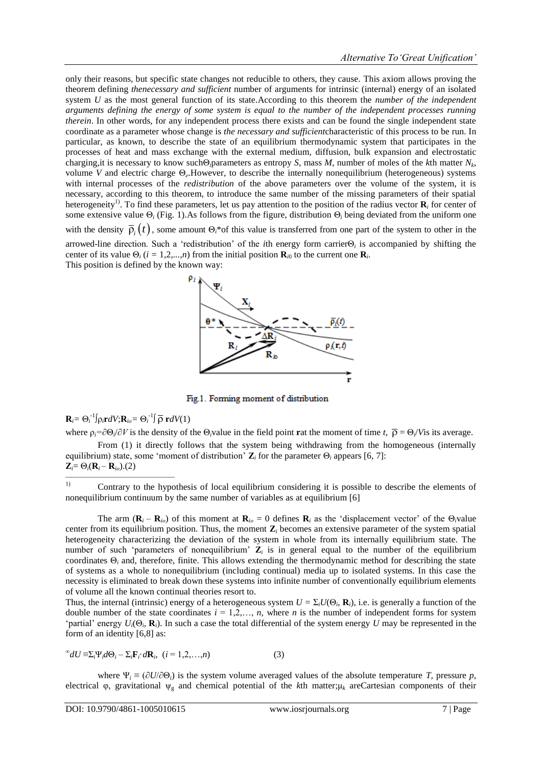only their reasons, but specific state changes not reducible to others, they cause. This axiom allows proving the theorem defining *thenecessary and sufficient* number of arguments for intrinsic (internal) energy of an isolated system $U$ as the most general function of its state.According to this theorem the *number of the independent arguments defining the energy of some system is equal to the number of the independent processes running therein*. In other words, for any independent process there exists and can be found the single independent state coordinate as a parameter whose change is *the necessary and sufficient*characteristic of this process to be run. In particular, as known, to describe the state of an equilibrium thermodynamic system that participates in the processes of heat and mass exchange with the external medium, diffusion, bulk expansion and electrostatic charging,it is necessary to know such$\Theta_i$parameters as entropy $S$, mass $M$, number of moles of the $k$th matter $N_k$, volume $V$ and electric charge $\Theta_e$.However, to describe the internally nonequilibrium (heterogeneous) systems with internal processes of the *redistribution* of the above parameters over the volume of the system, it is necessary, according to this theorem, to introduce the same number of the missing parameters of their spatial heterogeneity[1)]. To find these parameters, let us pay attention to the position of the radius vector $\mathbf{R}_i$ for center of some extensive value $\Theta_i$ (Fig. 1).As follows from the figure, distribution $\Theta_i$ being deviated from the uniform one with the density $\bar{\rho}_i(t)$, some amount $\Theta_i$*of this value is transferred from one part of the system to other in the arrowed-line direction. Such a 'redistribution' of the $i$th energy form carrier$\Theta_i$ is accompanied by shifting the center of its value $\Theta_i$ ($i$ = 1,2,...,$n$) from the initial position $\mathbf{R}_{i0}$ to the current one $\mathbf{R}_i$.

This position is defined by the known way:

Fig.1. Forming moment of distribution

$$\mathbf{R}_i = \Theta_i^{-1}\int \rho_i \mathbf{r}\,dV; \mathbf{R}_{io} = \Theta_i^{-1}\int \bar{\rho}\,\mathbf{r}\,dV \quad (1)$$

where $\rho_i = \partial\Theta_i/\partial V$ is the density of the $\Theta_i$value in the field point $\mathbf{r}$at the moment of time $t$, $\bar{\rho} = \Theta_i/V$is its average.

From (1) it directly follows that the system being withdrawing from the homogeneous (internally equilibrium) state, some 'moment of distribution' $\mathbf{Z}_i$ for the parameter $\Theta_i$ appears [6, 7]:

$$\mathbf{Z}_i = \Theta_i(\mathbf{R}_i - \mathbf{R}_{io}). \quad (2)$$

1) Contrary to the hypothesis of local equilibrium considering it is possible to describe the elements of nonequilibrium continuum by the same number of variables as at equilibrium [6]

The arm $(\mathbf{R}_i - \mathbf{R}_{io})$ of this moment at $\mathbf{R}_{io} = 0$ defines $\mathbf{R}_i$ as the 'displacement vector' of the $\Theta_i$value center from its equilibrium position. Thus, the moment $\mathbf{Z}_i$ becomes an extensive parameter of the system spatial heterogeneity characterizing the deviation of the system in whole from its internally equilibrium state. The number of such 'parameters of nonequilibrium' $\mathbf{Z}_i$ is in general equal to the number of the equilibrium coordinates $\Theta_i$ and, therefore, finite. This allows extending the thermodynamic method for describing the state of systems as a whole to nonequilibrium (including continual) media up to isolated systems. In this case the necessity is eliminated to break down these systems into infinite number of conventionally equilibrium elements of volume all the known continual theories resort to.

Thus, the internal (intrinsic) energy of a heterogeneous system $U = \Sigma_i U(\Theta_i, \mathbf{R}_i)$, i.e. is generally a function of the double number of the state coordinates $i = 1,2,\ldots, n$, where $n$ is the number of independent forms for system 'partial' energy $U_i(\Theta_i, \mathbf{R}_i)$. In such a case the total differential of the system energy $U$ may be represented in the form of an identity [6,8] as:

$$dU \equiv \Sigma_i \Psi_i d\Theta_i - \Sigma_i \mathbf{F}_i \cdot d\mathbf{R}_i, \quad (i = 1,2,\ldots,n) \quad (3)$$

where $\Psi_i \equiv (\partial U/\partial\Theta_i)$ is the system volume averaged values of the absolute temperature $T$, pressure $p$, electrical $\varphi$, gravitational $\psi_g$ and chemical potential of the $k$th matter;$\mu_k$ areCartesian components of their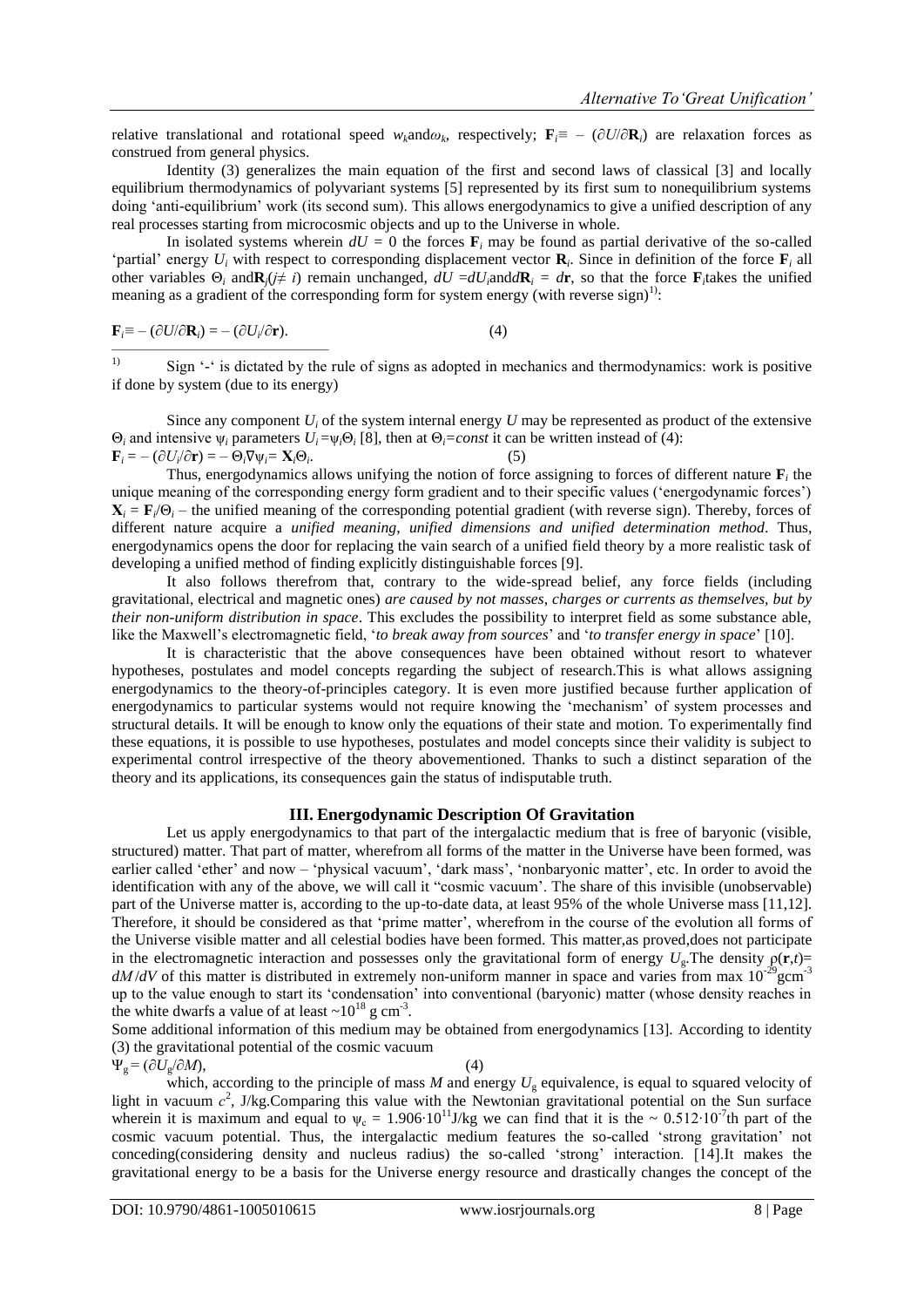relative translational and rotational speed $w_k$ and $\omega_k$, respectively; $\mathbf{F}_i \equiv -(\partial U/\partial \mathbf{R}_i)$ are relaxation forces as construed from general physics.

Identity (3) generalizes the main equation of the first and second laws of classical [3] and locally equilibrium thermodynamics of polyvariant systems [5] represented by its first sum to nonequilibrium systems doing 'anti-equilibrium' work (its second sum). This allows energodynamics to give a unified description of any real processes starting from microcosmic objects and up to the Universe in whole.

In isolated systems wherein $dU = 0$ the forces $\mathbf{F}_i$ may be found as partial derivative of the so-called 'partial' energy $U_i$ with respect to corresponding displacement vector $\mathbf{R}_i$. Since in definition of the force $\mathbf{F}_i$ all other variables $\Theta_i$ and $\mathbf{R}_j (j \neq i)$ remain unchanged, $dU = dU_i$ and $d\mathbf{R}_i = d\mathbf{r}$, so that the force $\mathbf{F}_i$ takes the unified meaning as a gradient of the corresponding form for system energy (with reverse sign)[1]:

$$\mathbf{F}_i \equiv -(\partial U/\partial \mathbf{R}_i) = -(\partial U_i/\partial \mathbf{r}). \qquad (4)$$

---

[1] Sign '-' is dictated by the rule of signs as adopted in mechanics and thermodynamics: work is positive if done by system (due to its energy)

Since any component $U_i$ of the system internal energy $U$ may be represented as product of the extensive $\Theta_i$ and intensive $\psi_i$ parameters $U_i = \psi_i \Theta_i$ [8], then at $\Theta_i = const$ it can be written instead of (4):

$$\mathbf{F}_i = -(\partial U_i/\partial \mathbf{r}) = -\Theta_i \nabla \psi_i = \mathbf{X}_i \Theta_i. \qquad (5)$$

Thus, energodynamics allows unifying the notion of force assigning to forces of different nature $\mathbf{F}_i$ the unique meaning of the corresponding energy form gradient and to their specific values ('energodynamic forces') $\mathbf{X}_i = \mathbf{F}_i/\Theta_i$ – the unified meaning of the corresponding potential gradient (with reverse sign). Thereby, forces of different nature acquire a *unified meaning, unified dimensions and unified determination method*. Thus, energodynamics opens the door for replacing the vain search of a unified field theory by a more realistic task of developing a unified method of finding explicitly distinguishable forces [9].

It also follows therefrom that, contrary to the wide-spread belief, any force fields (including gravitational, electrical and magnetic ones) *are caused by not masses, charges or currents as themselves, but by their non-uniform distribution in space*. This excludes the possibility to interpret field as some substance able, like the Maxwell's electromagnetic field, '*to break away from sources*' and '*to transfer energy in space*' [10].

It is characteristic that the above consequences have been obtained without resort to whatever hypotheses, postulates and model concepts regarding the subject of research.This is what allows assigning energodynamics to the theory-of-principles category. It is even more justified because further application of energodynamics to particular systems would not require knowing the 'mechanism' of system processes and structural details. It will be enough to know only the equations of their state and motion. To experimentally find these equations, it is possible to use hypotheses, postulates and model concepts since their validity is subject to experimental control irrespective of the theory abovementioned. Thanks to such a distinct separation of the theory and its applications, its consequences gain the status of indisputable truth.

## III. Energodynamic Description Of Gravitation

Let us apply energodynamics to that part of the intergalactic medium that is free of baryonic (visible, structured) matter. That part of matter, wherefrom all forms of the matter in the Universe have been formed, was earlier called 'ether' and now – 'physical vacuum', 'dark mass', 'nonbaryonic matter', etc. In order to avoid the identification with any of the above, we will call it "cosmic vacuum". The share of this invisible (unobservable) part of the Universe matter is, according to the up-to-date data, at least 95% of the whole Universe mass [11,12]. Therefore, it should be considered as that 'prime matter', wherefrom in the course of the evolution all forms of the Universe visible matter and all celestial bodies have been formed. This matter,as proved,does not participate in the electromagnetic interaction and possesses only the gravitational form of energy $U_g$.The density $\rho(\mathbf{r},t) = dM/dV$ of this matter is distributed in extremely non-uniform manner in space and varies from max $10^{-29}$ gcm$^{-3}$ up to the value enough to start its 'condensation' into conventional (baryonic) matter (whose density reaches in the white dwarfs a value of at least $\sim 10^{18}$ g cm$^{-3}$.

Some additional information of this medium may be obtained from energodynamics [13]. According to identity (3) the gravitational potential of the cosmic vacuum

$$\Psi_g = (\partial U_g/\partial M), \qquad (4)$$

which, according to the principle of mass $M$ and energy $U_g$ equivalence, is equal to squared velocity of light in vacuum $c^2$, J/kg.Comparing this value with the Newtonian gravitational potential on the Sun surface wherein it is maximum and equal to $\psi_c = 1.906 \cdot 10^{11}$ J/kg we can find that it is the $\sim 0.512 \cdot 10^{-7}$th part of the cosmic vacuum potential. Thus, the intergalactic medium features the so-called 'strong gravitation' not conceding(considering density and nucleus radius) the so-called 'strong' interaction. [14].It makes the gravitational energy to be a basis for the Universe energy resource and drastically changes the concept of the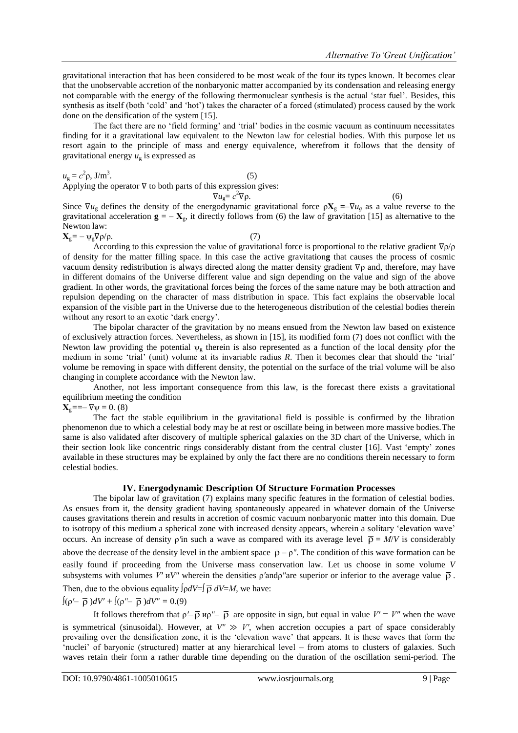gravitational interaction that has been considered to be most weak of the four its types known. It becomes clear that the unobservable accretion of the nonbaryonic matter accompanied by its condensation and releasing energy not comparable with the energy of the following thermonuclear synthesis is the actual 'star fuel'. Besides, this synthesis as itself (both 'cold' and 'hot') takes the character of a forced (stimulated) process caused by the work done on the densification of the system [15].

The fact there are no 'field forming' and 'trial' bodies in the cosmic vacuum as continuum necessitates finding for it a gravitational law equivalent to the Newton law for celestial bodies. With this purpose let us resort again to the principle of mass and energy equivalence, wherefrom it follows that the density of gravitational energy $u_g$ is expressed as

$$u_g = c^2\rho, \text{ J/m}^3. \quad (5)$$

Applying the operator ∇ to both parts of this expression gives:

$$\nabla u_g = c^2 \nabla \rho. \quad (6)$$

Since $\nabla u_g$ defines the density of the energodynamic gravitational force $\rho\mathbf{X}_g = -\nabla u_g$ as a value reverse to the gravitational acceleration $\mathbf{g} = -\mathbf{X}_g$, it directly follows from (6) the law of gravitation [15] as alternative to the Newton law:

$$\mathbf{X}_g = -\psi_g \nabla\rho/\rho. \quad (7)$$

According to this expression the value of gravitational force is proportional to the relative gradient $\nabla\rho/\rho$ of density for the matter filling space. In this case the active gravitation**g** that causes the process of cosmic vacuum density redistribution is always directed along the matter density gradient $\nabla\rho$ and, therefore, may have in different domains of the Universe different value and sign depending on the value and sign of the above gradient. In other words, the gravitational forces being the forces of the same nature may be both attraction and repulsion depending on the character of mass distribution in space. This fact explains the observable local expansion of the visible part in the Universe due to the heterogeneous distribution of the celestial bodies therein without any resort to an exotic 'dark energy'.

The bipolar character of the gravitation by no means ensued from the Newton law based on existence of exclusively attraction forces. Nevertheless, as shown in [15], its modified form (7) does not conflict with the Newton law providing the potential $\psi_g$ therein is also represented as a function of the local density $\rho$for the medium in some 'trial' (unit) volume at its invariable radius $R$. Then it becomes clear that should the 'trial' volume be removing in space with different density, the potential on the surface of the trial volume will be also changing in complete accordance with the Newton law.

Another, not less important consequence from this law, is the forecast there exists a gravitational equilibrium meeting the condition

$$\mathbf{X}_g = -\nabla\psi = 0. \quad (8)$$

The fact the stable equilibrium in the gravitational field is possible is confirmed by the libration phenomenon due to which a celestial body may be at rest or oscillate being in between more massive bodies. The same is also validated after discovery of multiple spherical galaxies on the 3D chart of the Universe, which in their section look like concentric rings considerably distant from the central cluster [16]. Vast 'empty' zones available in these structures may be explained by only the fact there are no conditions therein necessary to form celestial bodies.

## IV. Energodynamic Description Of Structure Formation Processes

The bipolar law of gravitation (7) explains many specific features in the formation of celestial bodies. As ensues from it, the density gradient having spontaneously appeared in whatever domain of the Universe causes gravitations therein and results in accretion of cosmic vacuum nonbaryonic matter into this domain. Due to isotropy of this medium a spherical zone with increased density appears, wherein a solitary 'elevation wave' occurs. An increase of density $\rho'$in such a wave as compared with its average level $\overline{\rho} = M/V$ is considerably above the decrease of the density level in the ambient space $\overline{\rho} - \rho''$. The condition of this wave formation can be easily found if proceeding from the Universe mass conservation law. Let us choose in some volume $V$ subsystems with volumes $V'$ и$V''$ wherein the densities $\rho'$and$\rho''$are superior or inferior to the average value $\overline{\rho}$. Then, due to the obvious equality $\int\rho dV = \int\overline{\rho}\, dV = M$, we have:

$$\int(\rho' - \overline{\rho})dV' + \int(\rho'' - \overline{\rho})dV'' = 0. \quad (9)$$

It follows therefrom that $\rho' - \overline{\rho}$ и$\rho'' - \overline{\rho}$ are opposite in sign, but equal in value $V' = V''$ when the wave is symmetrical (sinusoidal). However, at $V'' \gg V'$, when accretion occupies a part of space considerably prevailing over the densification zone, it is the 'elevation wave' that appears. It is these waves that form the 'nuclei' of baryonic (structured) matter at any hierarchical level – from atoms to clusters of galaxies. Such waves retain their form a rather durable time depending on the duration of the oscillation semi-period. The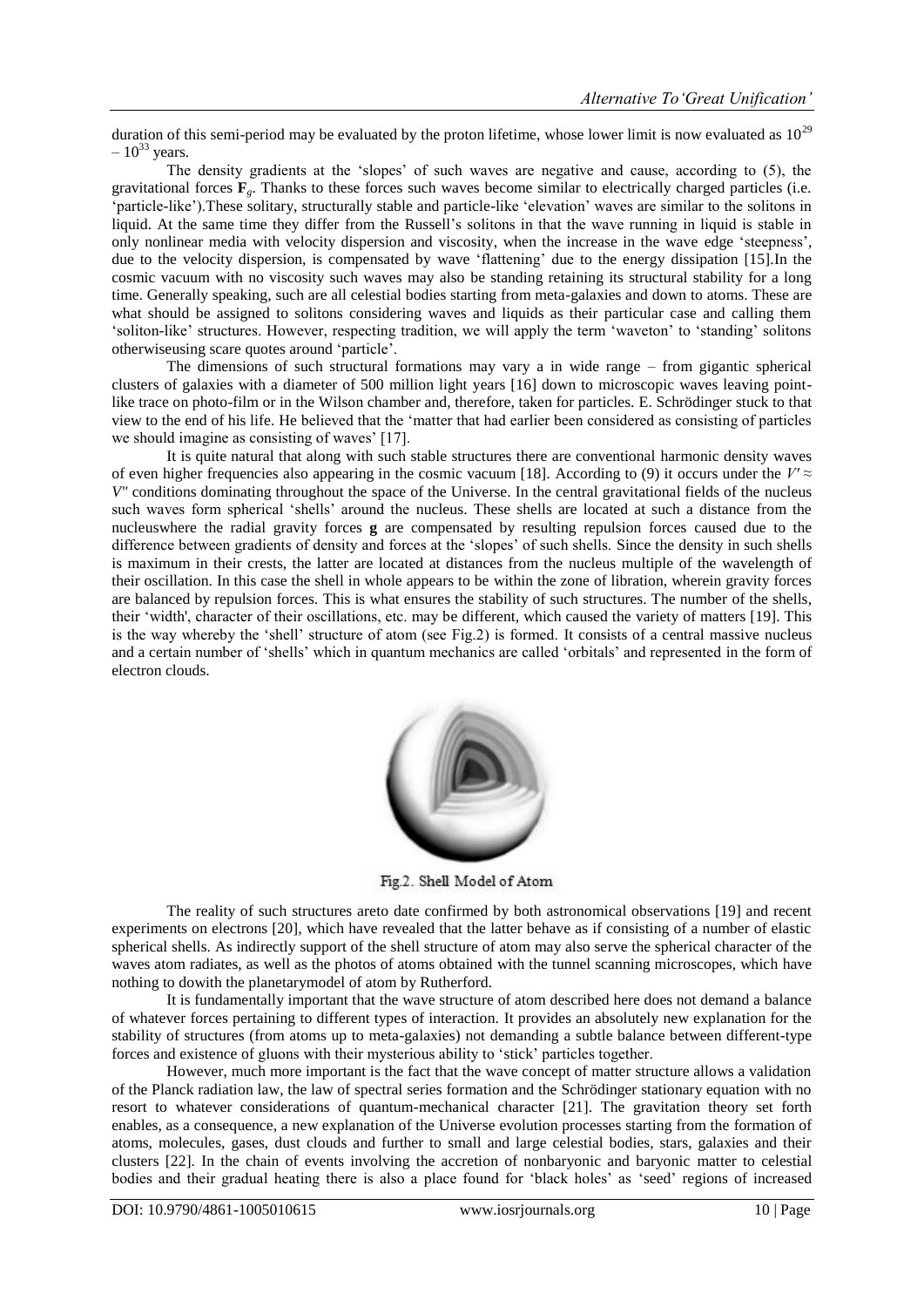duration of this semi-period may be evaluated by the proton lifetime, whose lower limit is now evaluated as $10^{29} - 10^{33}$ years.

The density gradients at the 'slopes' of such waves are negative and cause, according to (5), the gravitational forces $\mathbf{F}_g$. Thanks to these forces such waves become similar to electrically charged particles (i.e. 'particle-like').These solitary, structurally stable and particle-like 'elevation' waves are similar to the solitons in liquid. At the same time they differ from the Russell's solitons in that the wave running in liquid is stable in only nonlinear media with velocity dispersion and viscosity, when the increase in the wave edge 'steepness', due to the velocity dispersion, is compensated by wave 'flattening' due to the energy dissipation [15].In the cosmic vacuum with no viscosity such waves may also be standing retaining its structural stability for a long time. Generally speaking, such are all celestial bodies starting from meta-galaxies and down to atoms. These are what should be assigned to solitons considering waves and liquids as their particular case and calling them 'soliton-like' structures. However, respecting tradition, we will apply the term 'waveton' to 'standing' solitons otherwiseusing scare quotes around 'particle'.

The dimensions of such structural formations may vary a in wide range – from gigantic spherical clusters of galaxies with a diameter of 500 million light years [16] down to microscopic waves leaving point-like trace on photo-film or in the Wilson chamber and, therefore, taken for particles. E. Schrödinger stuck to that view to the end of his life. He believed that the 'matter that had earlier been considered as consisting of particles we should imagine as consisting of waves' [17].

It is quite natural that along with such stable structures there are conventional harmonic density waves of even higher frequencies also appearing in the cosmic vacuum [18]. According to (9) it occurs under the $V' \approx V''$ conditions dominating throughout the space of the Universe. In the central gravitational fields of the nucleus such waves form spherical 'shells' around the nucleus. These shells are located at such a distance from the nucleuswhere the radial gravity forces $\mathbf{g}$ are compensated by resulting repulsion forces caused due to the difference between gradients of density and forces at the 'slopes' of such shells. Since the density in such shells is maximum in their crests, the latter are located at distances from the nucleus multiple of the wavelength of their oscillation. In this case the shell in whole appears to be within the zone of libration, wherein gravity forces are balanced by repulsion forces. This is what ensures the stability of such structures. The number of the shells, their 'width', character of their oscillations, etc. may be different, which caused the variety of matters [19]. This is the way whereby the 'shell' structure of atom (see Fig.2) is formed. It consists of a central massive nucleus and a certain number of 'shells' which in quantum mechanics are called 'orbitals' and represented in the form of electron clouds.

Fig.2. Shell Model of Atom

The reality of such structures areto date confirmed by both astronomical observations [19] and recent experiments on electrons [20], which have revealed that the latter behave as if consisting of a number of elastic spherical shells. As indirectly support of the shell structure of atom may also serve the spherical character of the waves atom radiates, as well as the photos of atoms obtained with the tunnel scanning microscopes, which have nothing to dowith the planetarymodel of atom by Rutherford.

It is fundamentally important that the wave structure of atom described here does not demand a balance of whatever forces pertaining to different types of interaction. It provides an absolutely new explanation for the stability of structures (from atoms up to meta-galaxies) not demanding a subtle balance between different-type forces and existence of gluons with their mysterious ability to 'stick' particles together.

However, much more important is the fact that the wave concept of matter structure allows a validation of the Planck radiation law, the law of spectral series formation and the Schrödinger stationary equation with no resort to whatever considerations of quantum-mechanical character [21]. The gravitation theory set forth enables, as a consequence, a new explanation of the Universe evolution processes starting from the formation of atoms, molecules, gases, dust clouds and further to small and large celestial bodies, stars, galaxies and their clusters [22]. In the chain of events involving the accretion of nonbaryonic and baryonic matter to celestial bodies and their gradual heating there is also a place found for 'black holes' as 'seed' regions of increased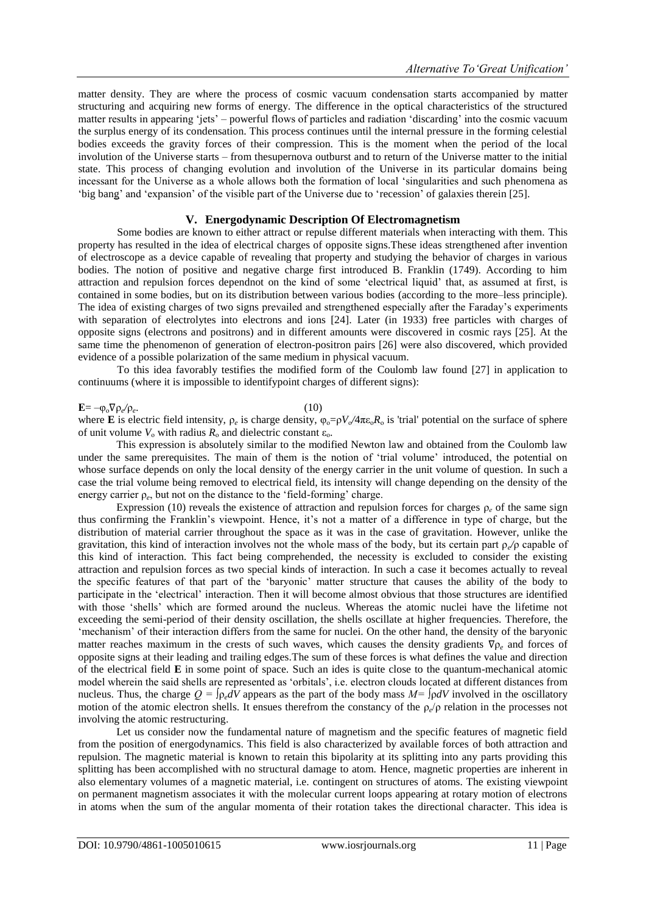matter density. They are where the process of cosmic vacuum condensation starts accompanied by matter structuring and acquiring new forms of energy. The difference in the optical characteristics of the structured matter results in appearing 'jets' – powerful flows of particles and radiation 'discarding' into the cosmic vacuum the surplus energy of its condensation. This process continues until the internal pressure in the forming celestial bodies exceeds the gravity forces of their compression. This is the moment when the period of the local involution of the Universe starts – from thesupernova outburst and to return of the Universe matter to the initial state. This process of changing evolution and involution of the Universe in its particular domains being incessant for the Universe as a whole allows both the formation of local 'singularities and such phenomena as 'big bang' and 'expansion' of the visible part of the Universe due to 'recession' of galaxies therein [25].

## V. Energodynamic Description Of Electromagnetism

Some bodies are known to either attract or repulse different materials when interacting with them. This property has resulted in the idea of electrical charges of opposite signs.These ideas strengthened after invention of electroscope as a device capable of revealing that property and studying the behavior of charges in various bodies. The notion of positive and negative charge first introduced B. Franklin (1749). According to him attraction and repulsion forces dependnot on the kind of some 'electrical liquid' that, as assumed at first, is contained in some bodies, but on its distribution between various bodies (according to the more–less principle). The idea of existing charges of two signs prevailed and strengthened especially after the Faraday's experiments with separation of electrolytes into electrons and ions [24]. Later (in 1933) free particles with charges of opposite signs (electrons and positrons) and in different amounts were discovered in cosmic rays [25]. At the same time the phenomenon of generation of electron-positron pairs [26] were also discovered, which provided evidence of a possible polarization of the same medium in physical vacuum.

To this idea favorably testifies the modified form of the Coulomb law found [27] in application to continuums (where it is impossible to identifypoint charges of different signs):

$$\mathbf{E} = -\varphi_o \nabla \rho_e / \rho_e. \qquad (10)$$

where $\mathbf{E}$ is electric field intensity, $\rho_e$ is charge density, $\varphi_o = \rho V_o / 4\pi\varepsilon_o R_o$ is 'trial' potential on the surface of sphere of unit volume $V_o$ with radius $R_o$ and dielectric constant $\varepsilon_o$.

This expression is absolutely similar to the modified Newton law and obtained from the Coulomb law under the same prerequisites. The main of them is the notion of 'trial volume' introduced, the potential on whose surface depends on only the local density of the energy carrier in the unit volume of question. In such a case the trial volume being removed to electrical field, its intensity will change depending on the density of the energy carrier $\rho_e$, but not on the distance to the 'field-forming' charge.

Expression (10) reveals the existence of attraction and repulsion forces for charges $\rho_e$ of the same sign thus confirming the Franklin's viewpoint. Hence, it's not a matter of a difference in type of charge, but the distribution of material carrier throughout the space as it was in the case of gravitation. However, unlike the gravitation, this kind of interaction involves not the whole mass of the body, but its certain part $\rho_e/\rho$ capable of this kind of interaction. This fact being comprehended, the necessity is excluded to consider the existing attraction and repulsion forces as two special kinds of interaction. In such a case it becomes actually to reveal the specific features of that part of the 'baryonic' matter structure that causes the ability of the body to participate in the 'electrical' interaction. Then it will become almost obvious that those structures are identified with those 'shells' which are formed around the nucleus. Whereas the atomic nuclei have the lifetime not exceeding the semi-period of their density oscillation, the shells oscillate at higher frequencies. Therefore, the 'mechanism' of their interaction differs from the same for nuclei. On the other hand, the density of the baryonic matter reaches maximum in the crests of such waves, which causes the density gradients $\nabla\rho_e$ and forces of opposite signs at their leading and trailing edges.The sum of these forces is what defines the value and direction of the electrical field $\mathbf{E}$ in some point of space. Such an ides is quite close to the quantum-mechanical atomic model wherein the said shells are represented as 'orbitals', i.e. electron clouds located at different distances from nucleus. Thus, the charge $Q = \int\rho_e dV$ appears as the part of the body mass $M = \int\rho dV$ involved in the oscillatory motion of the atomic electron shells. It ensues therefrom the constancy of the $\rho_e/\rho$ relation in the processes not involving the atomic restructuring.

Let us consider now the fundamental nature of magnetism and the specific features of magnetic field from the position of energodynamics. This field is also characterized by available forces of both attraction and repulsion. The magnetic material is known to retain this bipolarity at its splitting into any parts providing this splitting has been accomplished with no structural damage to atom. Hence, magnetic properties are inherent in also elementary volumes of a magnetic material, i.e. contingent on structures of atoms. The existing viewpoint on permanent magnetism associates it with the molecular current loops appearing at rotary motion of electrons in atoms when the sum of the angular momenta of their rotation takes the directional character. This idea is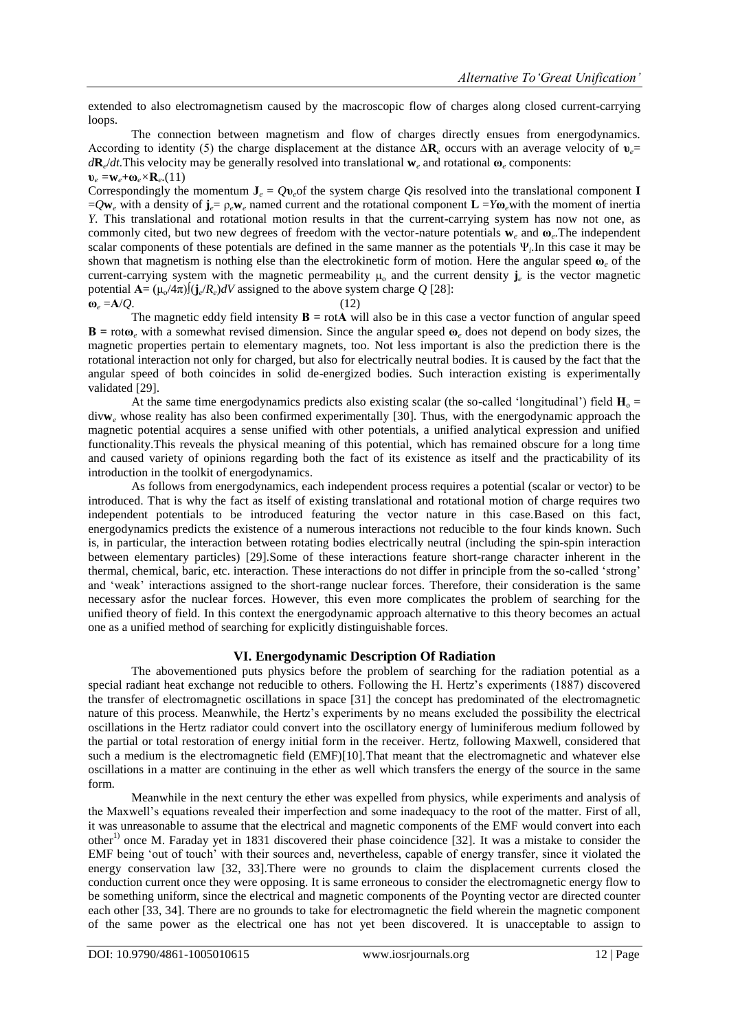extended to also electromagnetism caused by the macroscopic flow of charges along closed current-carrying loops.

The connection between magnetism and flow of charges directly ensues from energodynamics. According to identity (5) the charge displacement at the distance $\Delta\mathbf{R}_e$ occurs with an average velocity of $\mathbf{\upsilon}_e = d\mathbf{R}_e/dt$. This velocity may be generally resolved into translational $\mathbf{w}_e$ and rotational $\mathbf{\omega}_e$ components:

$$\mathbf{\upsilon}_e = \mathbf{w}_e + \mathbf{\omega}_e \times \mathbf{R}_e. \quad (11)$$

Correspondingly the momentum $\mathbf{J}_e = Q\mathbf{\upsilon}_e$ of the system charge $Q$ is resolved into the translational component $\mathbf{I} = Q\mathbf{w}_e$ with a density of $\mathbf{j}_e = \rho_e\mathbf{w}_e$ named current and the rotational component $\mathbf{L} = Y\mathbf{\omega}_e$ with the moment of inertia $Y$. This translational and rotational motion results in that the current-carrying system has now not one, as commonly cited, but two new degrees of freedom with the vector-nature potentials $\mathbf{w}_e$ and $\mathbf{\omega}_e$. The independent scalar components of these potentials are defined in the same manner as the potentials $\Psi_i$. In this case it may be shown that magnetism is nothing else than the electrokinetic form of motion. Here the angular speed $\mathbf{\omega}_e$ of the current-carrying system with the magnetic permeability $\mu_o$ and the current density $\mathbf{j}_e$ is the vector magnetic potential $\mathbf{A} = (\mu_o/4\pi)\int(\mathbf{j}_e/R_e)dV$ assigned to the above system charge $Q$ [28]:

$$\mathbf{\omega}_e = \mathbf{A}/Q. \quad (12)$$

The magnetic eddy field intensity $\mathbf{B} = \text{rot}\mathbf{A}$ will also be in this case a vector function of angular speed $\mathbf{B} = \text{rot}\mathbf{\omega}_e$ with a somewhat revised dimension. Since the angular speed $\mathbf{\omega}_e$ does not depend on body sizes, the magnetic properties pertain to elementary magnets, too. Not less important is also the prediction there is the rotational interaction not only for charged, but also for electrically neutral bodies. It is caused by the fact that the angular speed of both coincides in solid de-energized bodies. Such interaction existing is experimentally validated [29].

At the same time energodynamics predicts also existing scalar (the so-called 'longitudinal') field $\mathbf{H}_o = \text{div}\mathbf{w}_e$ whose reality has also been confirmed experimentally [30]. Thus, with the energodynamic approach the magnetic potential acquires a sense unified with other potentials, a unified analytical expression and unified functionality. This reveals the physical meaning of this potential, which has remained obscure for a long time and caused variety of opinions regarding both the fact of its existence as itself and the practicability of its introduction in the toolkit of energodynamics.

As follows from energodynamics, each independent process requires a potential (scalar or vector) to be introduced. That is why the fact as itself of existing translational and rotational motion of charge requires two independent potentials to be introduced featuring the vector nature in this case. Based on this fact, energodynamics predicts the existence of a numerous interactions not reducible to the four kinds known. Such is, in particular, the interaction between rotating bodies electrically neutral (including the spin-spin interaction between elementary particles) [29]. Some of these interactions feature short-range character inherent in the thermal, chemical, baric, etc. interaction. These interactions do not differ in principle from the so-called 'strong' and 'weak' interactions assigned to the short-range nuclear forces. Therefore, their consideration is the same necessary as for the nuclear forces. However, this even more complicates the problem of searching for the unified theory of field. In this context the energodynamic approach alternative to this theory becomes an actual one as a unified method of searching for explicitly distinguishable forces.

## VI. Energodynamic Description Of Radiation

The abovementioned puts physics before the problem of searching for the radiation potential as a special radiant heat exchange not reducible to others. Following the H. Hertz's experiments (1887) discovered the transfer of electromagnetic oscillations in space [31] the concept has predominated of the electromagnetic nature of this process. Meanwhile, the Hertz's experiments by no means excluded the possibility the electrical oscillations in the Hertz radiator could convert into the oscillatory energy of luminiferous medium followed by the partial or total restoration of energy initial form in the receiver. Hertz, following Maxwell, considered that such a medium is the electromagnetic field (EMF)[10]. That meant that the electromagnetic and whatever else oscillations in a matter are continuing in the ether as well which transfers the energy of the source in the same form.

Meanwhile in the next century the ether was expelled from physics, while experiments and analysis of the Maxwell's equations revealed their imperfection and some inadequacy to the root of the matter. First of all, it was unreasonable to assume that the electrical and magnetic components of the EMF would convert into each other[1)] once M. Faraday yet in 1831 discovered their phase coincidence [32]. It was a mistake to consider the EMF being 'out of touch' with their sources and, nevertheless, capable of energy transfer, since it violated the energy conservation law [32, 33]. There were no grounds to claim the displacement currents closed the conduction current once they were opposing. It is same erroneous to consider the electromagnetic energy flow to be something uniform, since the electrical and magnetic components of the Poynting vector are directed counter each other [33, 34]. There are no grounds to take for electromagnetic the field wherein the magnetic component of the same power as the electrical one has not yet been discovered. It is unacceptable to assign to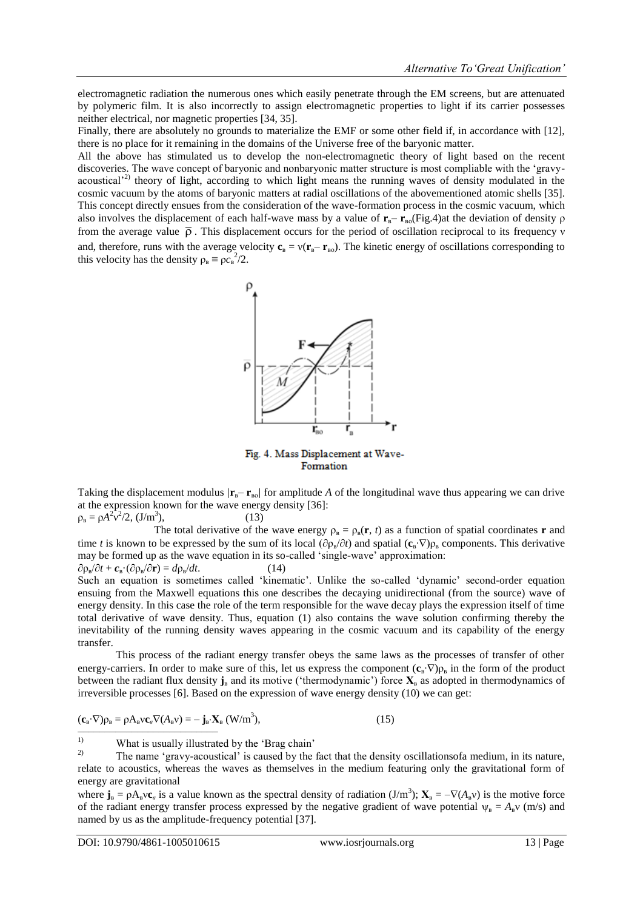electromagnetic radiation the numerous ones which easily penetrate through the EM screens, but are attenuated by polymeric film. It is also incorrectly to assign electromagnetic properties to light if its carrier possesses neither electrical, nor magnetic properties [34, 35].

Finally, there are absolutely no grounds to materialize the EMF or some other field if, in accordance with [12], there is no place for it remaining in the domains of the Universe free of the baryonic matter.

All the above has stimulated us to develop the non-electromagnetic theory of light based on the recent discoveries. The wave concept of baryonic and nonbaryonic matter structure is most compliable with the 'gravy-acoustical'[2)] theory of light, according to which light means the running waves of density modulated in the cosmic vacuum by the atoms of baryonic matters at radial oscillations of the abovementioned atomic shells [35]. This concept directly ensues from the consideration of the wave-formation process in the cosmic vacuum, which also involves the displacement of each half-wave mass by a value of $\mathbf{r}_в - \mathbf{r}_{во}$(Fig.4)at the deviation of density $\rho$ from the average value $\bar{\rho}$. This displacement occurs for the period of oscillation reciprocal to its frequency $\nu$ and, therefore, runs with the average velocity $\mathbf{c}_в = \nu(\mathbf{r}_в - \mathbf{r}_{во})$. The kinetic energy of oscillations corresponding to this velocity has the density $\rho_в \equiv \rho c_в^2/2$.

Fig. 4. Mass Displacement at Wave-Formation

Taking the displacement modulus $|\mathbf{r}_в - \mathbf{r}_{во}|$ for amplitude $A$ of the longitudinal wave thus appearing we can drive at the expression known for the wave energy density [36]:

$$\rho_в = \rho A^2\nu^2/2, \ (\mathrm{J/m^3}), \qquad (13)$$

The total derivative of the wave energy $\rho_в = \rho_в(\mathbf{r}, t)$ as a function of spatial coordinates $\mathbf{r}$ and time $t$ is known to be expressed by the sum of its local $(\partial\rho_в/\partial t)$ and spatial $(\mathbf{c}_в\cdot\nabla)\rho_в$ components. This derivative may be formed up as the wave equation in its so-called 'single-wave' approximation:

$$\partial\rho_в/\partial t + \mathbf{c}_в\cdot(\partial\rho_в/\partial\mathbf{r}) = d\rho_в/dt. \qquad (14)$$

Such an equation is sometimes called 'kinematic'. Unlike the so-called 'dynamic' second-order equation ensuing from the Maxwell equations this one describes the decaying unidirectional (from the source) wave of energy density. In this case the role of the term responsible for the wave decay plays the expression itself of time total derivative of wave density. Thus, equation (1) also contains the wave solution confirming thereby the inevitability of the running density waves appearing in the cosmic vacuum and its capability of the energy transfer.

This process of the radiant energy transfer obeys the same laws as the processes of transfer of other energy-carriers. In order to make sure of this, let us express the component $(\mathbf{c}_в\cdot\nabla)\rho_в$ in the form of the product between the radiant flux density $\mathbf{j}_в$ and its motive ('thermodynamic') force $\mathbf{X}_в$ as adopted in thermodynamics of irreversible processes [6]. Based on the expression of wave energy density (10) we can get:

$$(\mathbf{c}_в\cdot\nabla)\rho_в = \rho A_в\nu\mathbf{c}_в\nabla(A_в\nu) = -\,\mathbf{j}_в\cdot\mathbf{X}_в \ (\mathrm{W/m^3}), \qquad (15)$$

[1)] What is usually illustrated by the 'Brag chain'

[2)] The name 'gravy-acoustical' is caused by the fact that the density oscillationsofa medium, in its nature, relate to acoustics, whereas the waves as themselves in the medium featuring only the gravitational form of energy are gravitational

where $\mathbf{j}_в = \rho A_в\nu\mathbf{c}_в$ is a value known as the spectral density of radiation (J/m$^3$); $\mathbf{X}_в = -\nabla(A_в\nu)$ is the motive force of the radiant energy transfer process expressed by the negative gradient of wave potential $\psi_в = A_в\nu$ (m/s) and named by us as the amplitude-frequency potential [37].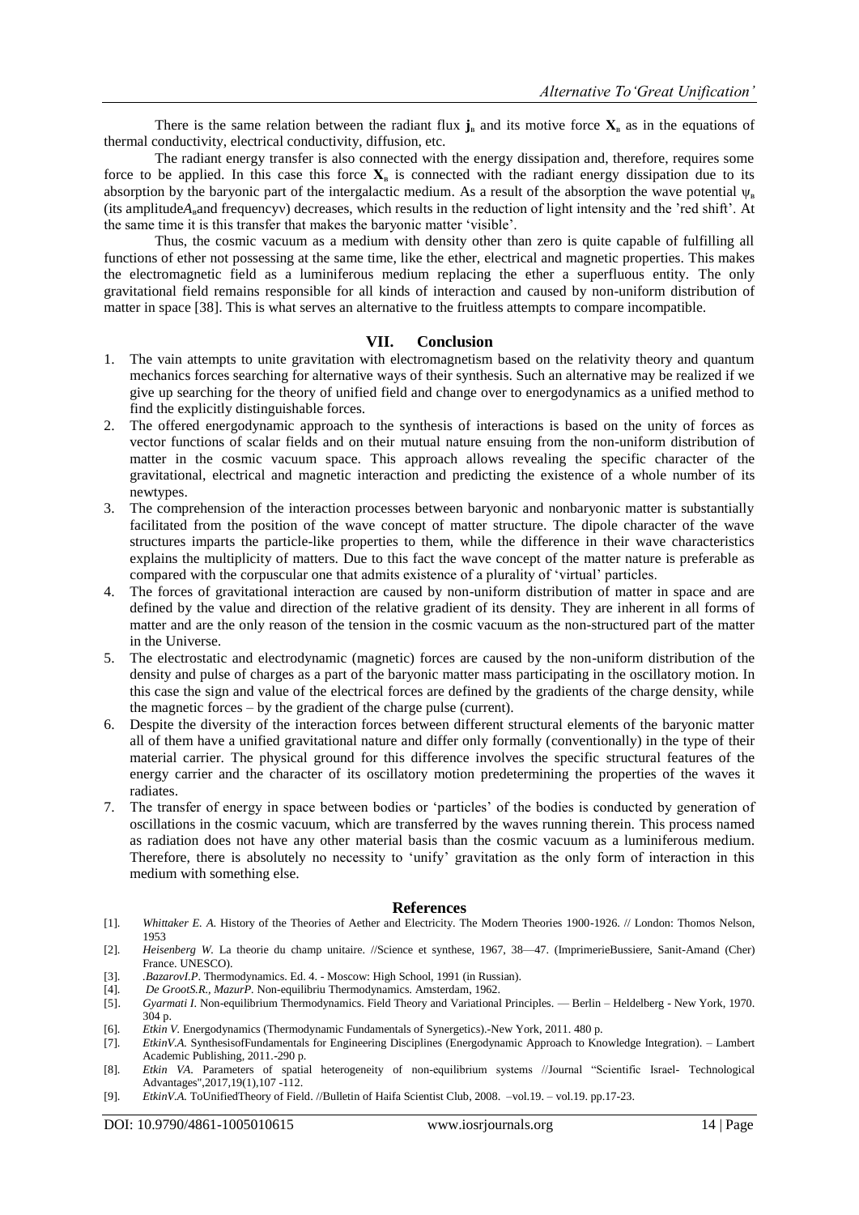There is the same relation between the radiant flux $\mathbf{j}_в$ and its motive force $\mathbf{X}_в$ as in the equations of thermal conductivity, electrical conductivity, diffusion, etc.

The radiant energy transfer is also connected with the energy dissipation and, therefore, requires some force to be applied. In this case this force $\mathbf{X}_в$ is connected with the radiant energy dissipation due to its absorption by the baryonic part of the intergalactic medium. As a result of the absorption the wave potential $\psi_в$ (its amplitude$A_в$and frequency$\nu$) decreases, which results in the reduction of light intensity and the 'red shift'. At the same time it is this transfer that makes the baryonic matter 'visible'.

Thus, the cosmic vacuum as a medium with density other than zero is quite capable of fulfilling all functions of ether not possessing at the same time, like the ether, electrical and magnetic properties. This makes the electromagnetic field as a luminiferous medium replacing the ether a superfluous entity. The only gravitational field remains responsible for all kinds of interaction and caused by non-uniform distribution of matter in space [38]. This is what serves an alternative to the fruitless attempts to compare incompatible.

## VII. Conclusion

1. The vain attempts to unite gravitation with electromagnetism based on the relativity theory and quantum mechanics forces searching for alternative ways of their synthesis. Such an alternative may be realized if we give up searching for the theory of unified field and change over to energodynamics as a unified method to find the explicitly distinguishable forces.
2. The offered energodynamic approach to the synthesis of interactions is based on the unity of forces as vector functions of scalar fields and on their mutual nature ensuing from the non-uniform distribution of matter in the cosmic vacuum space. This approach allows revealing the specific character of the gravitational, electrical and magnetic interaction and predicting the existence of a whole number of its newtypes.
3. The comprehension of the interaction processes between baryonic and nonbaryonic matter is substantially facilitated from the position of the wave concept of matter structure. The dipole character of the wave structures imparts the particle-like properties to them, while the difference in their wave characteristics explains the multiplicity of matters. Due to this fact the wave concept of the matter nature is preferable as compared with the corpuscular one that admits existence of a plurality of 'virtual' particles.
4. The forces of gravitational interaction are caused by non-uniform distribution of matter in space and are defined by the value and direction of the relative gradient of its density. They are inherent in all forms of matter and are the only reason of the tension in the cosmic vacuum as the non-structured part of the matter in the Universe.
5. The electrostatic and electrodynamic (magnetic) forces are caused by the non-uniform distribution of the density and pulse of charges as a part of the baryonic matter mass participating in the oscillatory motion. In this case the sign and value of the electrical forces are defined by the gradients of the charge density, while the magnetic forces – by the gradient of the charge pulse (current).
6. Despite the diversity of the interaction forces between different structural elements of the baryonic matter all of them have a unified gravitational nature and differ only formally (conventionally) in the type of their material carrier. The physical ground for this difference involves the specific structural features of the energy carrier and the character of its oscillatory motion predetermining the properties of the waves it radiates.
7. The transfer of energy in space between bodies or 'particles' of the bodies is conducted by generation of oscillations in the cosmic vacuum, which are transferred by the waves running therein. This process named as radiation does not have any other material basis than the cosmic vacuum as a luminiferous medium. Therefore, there is absolutely no necessity to 'unify' gravitation as the only form of interaction in this medium with something else.

## References

[1]. *Whittaker E. A.* History of the Theories of Aether and Electricity. The Modern Theories 1900-1926. // London: Thomos Nelson, 1953

[2]. *Heisenberg W.* La theorie du champ unitaire. //Science et synthese, 1967, 38—47. (ImprimerieBussiere, Sanit-Amand (Cher) France. UNESCO).

[3]. *.BazarovI.P.* Thermodynamics. Ed. 4. - Moscow: High School, 1991 (in Russian).

[4]. *De GrootS.R., MazurP.* Non-equilibriu Thermodynamics. Amsterdam, 1962.

[5]. *Gyarmati I.* Non-equilibrium Thermodynamics. Field Theory and Variational Principles. — Berlin – Heldelberg - New York, 1970. 304 p.

[6]. *Etkin V.* Energodynamics (Thermodynamic Fundamentals of Synergetics).-New York, 2011. 480 p.

[7]. *EtkinV.A.* SynthesisofFundamentals for Engineering Disciplines (Energodynamic Approach to Knowledge Integration). – Lambert Academic Publishing, 2011.-290 p.

[8]. *Etkin VA.* Parameters of spatial heterogeneity of non-equilibrium systems //Journal "Scientific Israel- Technological Advantages",2017,19(1),107 -112.

[9]. *EtkinV.A.* ToUnifiedTheory of Field. //Bulletin of Haifa Scientist Club, 2008. –vol.19. – vol.19. pp.17-23.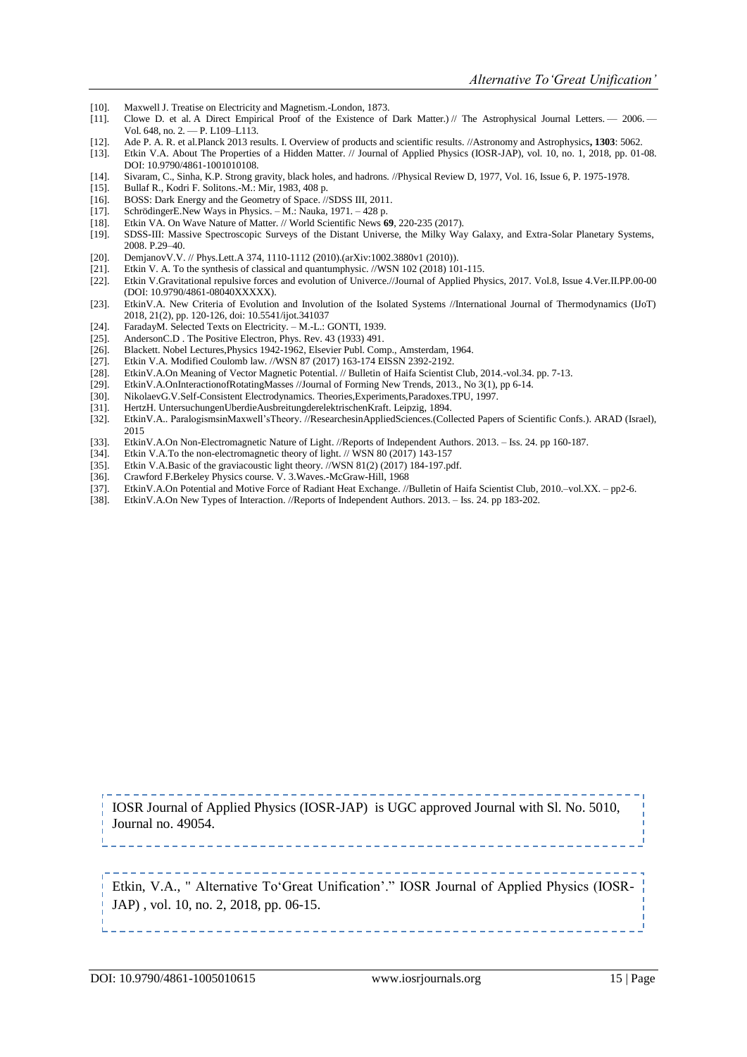[10]. Maxwell J. Treatise on Electricity and Magnetism.-London, 1873.

[11]. Clowe D. et al. A Direct Empirical Proof of the Existence of Dark Matter.) // The Astrophysical Journal Letters. — 2006. — Vol. 648, no. 2. — P. L109–L113.

[12]. Ade P. A. R. et al.Planck 2013 results. I. Overview of products and scientific results. //Astronomy and Astrophysics**, 1303**: 5062.

[13]. Etkin V.A. About The Properties of a Hidden Matter. // Journal of Applied Physics (IOSR-JAP), vol. 10, no. 1, 2018, pp. 01-08. DOI: 10.9790/4861-1001010108.

[14]. Sivaram, C., Sinha, K.P. Strong gravity, black holes, and hadrons. //Physical Review D, 1977, Vol. 16, Issue 6, P. 1975-1978.

[15]. Bullaf R., Kodri F. Solitons.-M.: Mir, 1983, 408 p.

[16]. BOSS: Dark Energy and the Geometry of Space. //SDSS III, 2011.

[17]. SchrödingerE.New Ways in Physics. – M.: Nauka, 1971. – 428 p.

[18]. Etkin VA. On Wave Nature of Matter. // World Scientific News **69**, 220-235 (2017).

[19]. SDSS-III: Massive Spectroscopic Surveys of the Distant Universe, the Milky Way Galaxy, and Extra-Solar Planetary Systems, 2008. P.29–40.

[20]. DemjanovV.V. // Phys.Lett.A 374, 1110-1112 (2010).(arXiv:1002.3880v1 (2010)).

[21]. Etkin V. A. To the synthesis of classical and quantumphysic. //WSN 102 (2018) 101-115.

[22]. Etkin V.Gravitational repulsive forces and evolution of Univerce.//Journal of Applied Physics, 2017. Vol.8, Issue 4.Ver.II.PP.00-00 (DOI: 10.9790/4861-08040XXXXX).

[23]. EtkinV.A. New Criteria of Evolution and Involution of the Isolated Systems //International Journal of Thermodynamics (IJoT) 2018, 21(2), pp. 120-126, doi: 10.5541/ijot.341037

[24]. FaradayM. Selected Texts on Electricity. – M.-L.: GONTI, 1939.

[25]. AndersonC.D . The Positive Electron, Phys. Rev. 43 (1933) 491.

[26]. Blackett. Nobel Lectures,Physics 1942-1962, Elsevier Publ. Comp., Amsterdam, 1964.

[27]. Etkin V.A. Modified Coulomb law. //WSN 87 (2017) 163-174 EISSN 2392-2192.

[28]. EtkinV.A.On Meaning of Vector Magnetic Potential. // Bulletin of Haifa Scientist Club, 2014.-vol.34. pp. 7-13.

[29]. EtkinV.A.OnInteractionofRotatingMasses //Journal of Forming New Trends, 2013., No 3(1), pp 6-14.

[30]. NikolaevG.V.Self-Consistent Electrodynamics. Theories,Experiments,Paradoxes.TPU, 1997.

[31]. HertzH. UntersuchungenUberdieAusbreitungderelektrischenKraft. Leipzig, 1894.

[32]. EtkinV.A.. ParalogismsinMaxwell'sTheory. //ResearchesinAppliedSciences.(Collected Papers of Scientific Confs.). ARAD (Israel), 2015

[33]. EtkinV.A.On Non-Electromagnetic Nature of Light. //Reports of Independent Authors. 2013. – Iss. 24. pp 160-187.

[34]. Etkin V.A.To the non-electromagnetic theory of light. // WSN 80 (2017) 143-157

[35]. Etkin V.A.Basic of the graviacoustic light theory. //WSN 81(2) (2017) 184-197.pdf.

[36]. Crawford F.Berkeley Physics course. V. 3.Waves.-McGraw-Hill, 1968

[37]. EtkinV.A.On Potential and Motive Force of Radiant Heat Exchange. //Bulletin of Haifa Scientist Club, 2010.–vol.XX. – pp2-6.

[38]. EtkinV.A.On New Types of Interaction. //Reports of Independent Authors. 2013. – Iss. 24. pp 183-202.

IOSR Journal of Applied Physics (IOSR-JAP) is UGC approved Journal with Sl. No. 5010, Journal no. 49054.

Etkin, V.A., " Alternative To'Great Unification'." IOSR Journal of Applied Physics (IOSR-JAP) , vol. 10, no. 2, 2018, pp. 06-15.